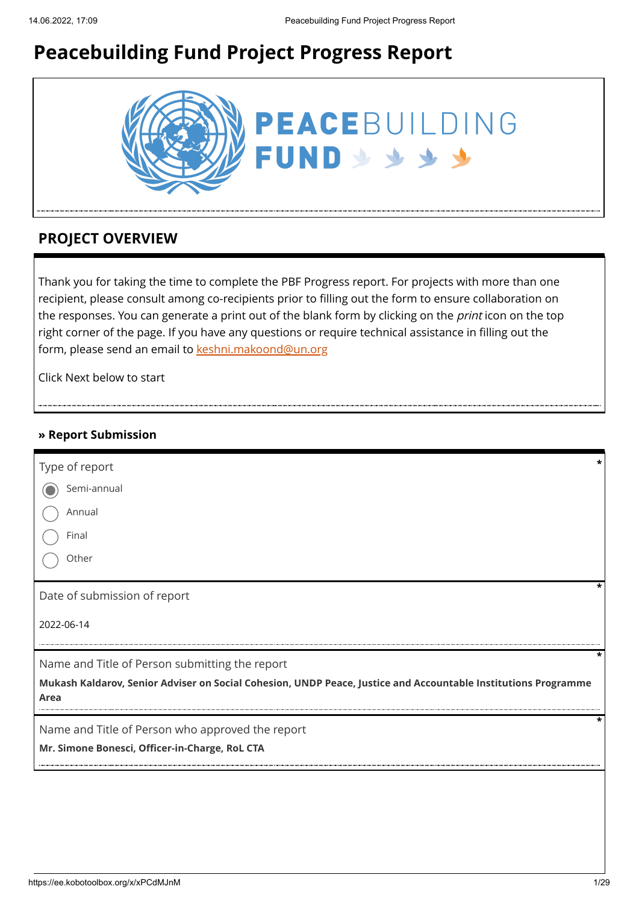# Peacebuilding Fund Project Progress Report

PEACEBUILDING FUND

## PROJECT OVERVIEW

Thank you for taking the time to complete the PBF Progress report. For projects with more than one recipient, please consult among co-recipients prior to filling out the form to ensure collaboration on the responses. You can generate a print out of the blank form by clicking on the *print* icon on the top right corner of the page. If you have any questions or require technical assistance in filling out the form, please send an email to keshni.makoond@un.org

Click Next below to start

### » Report Submission

Type of report *

- (x) Semi-annual
- ( ) Annual
- ( ) Final
- ( ) Other

Date of submission of report *

2022-06-14

Name and Title of Person submitting the report *

**Mukash Kaldarov, Senior Adviser on Social Cohesion, UNDP Peace, Justice and Accountable Institutions Programme Area**

Name and Title of Person who approved the report *

**Mr. Simone Bonesci, Officer-in-Charge, RoL CTA**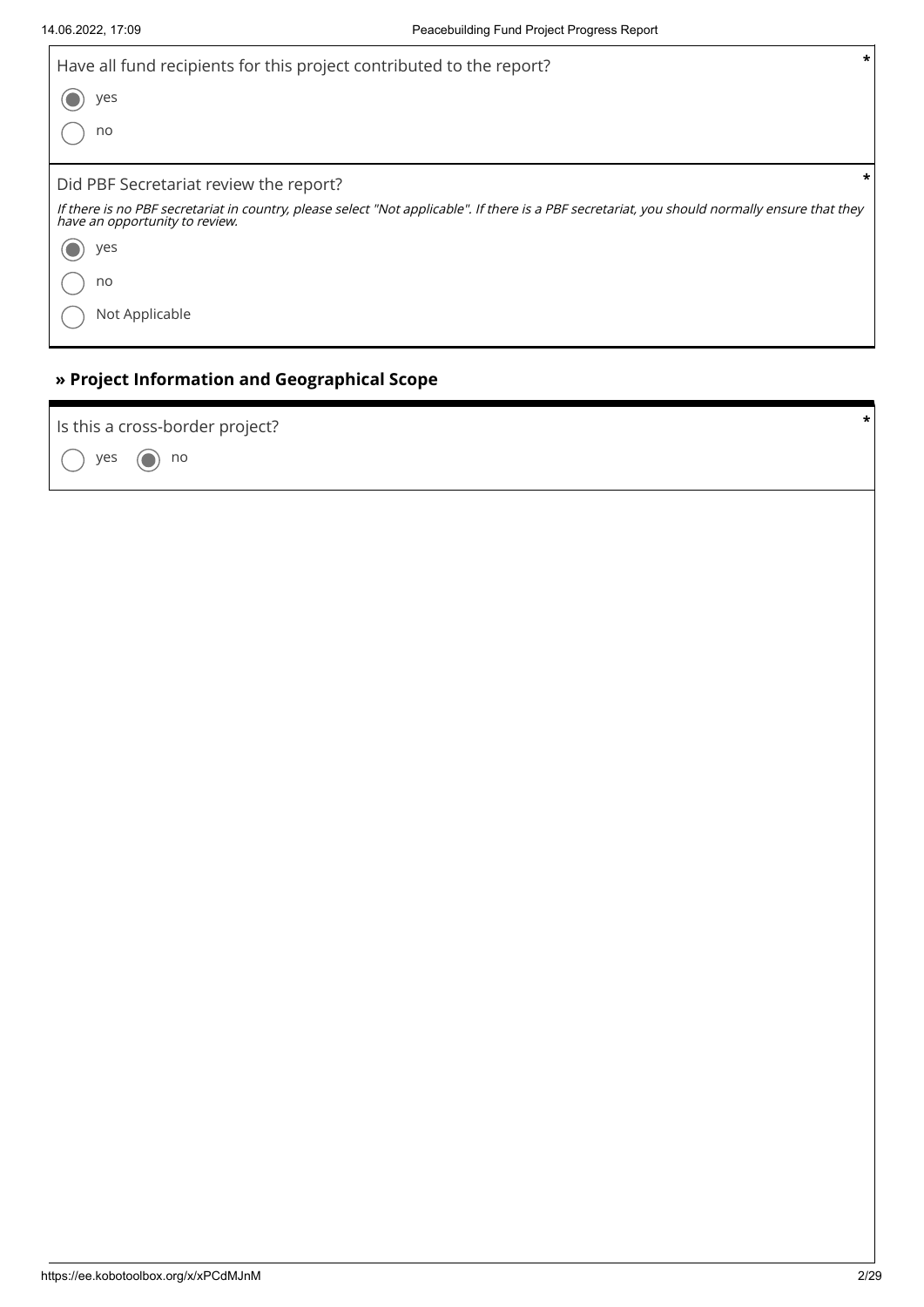Have all fund recipients for this project contributed to the report? *

- (●) yes
- ( ) no

Did PBF Secretariat review the report? *

*If there is no PBF secretariat in country, please select "Not applicable". If there is a PBF secretariat, you should normally ensure that they have an opportunity to review.*

- (●) yes
- ( ) no
- ( ) Not Applicable

## » Project Information and Geographical Scope

Is this a cross-border project? *

- ( ) yes
- (●) no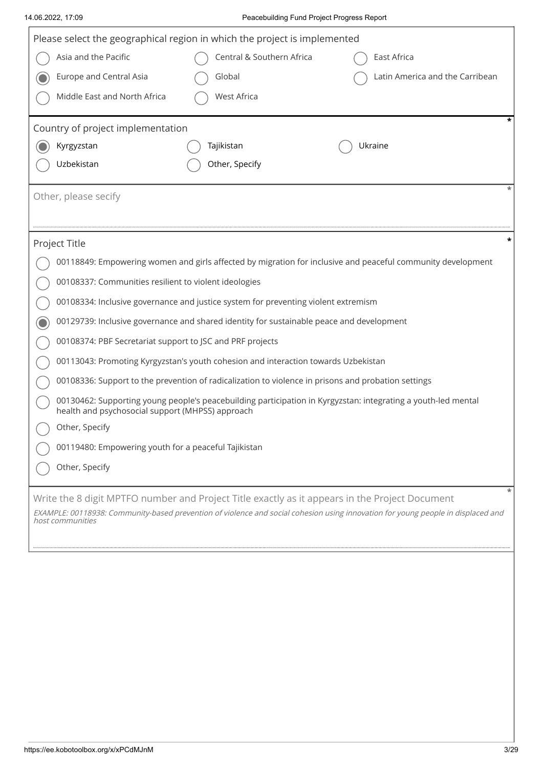Please select the geographical region in which the project is implemented

- ( ) Asia and the Pacific
- ( ) Central & Southern Africa
- ( ) East Africa
- (●) Europe and Central Asia
- ( ) Global
- ( ) Latin America and the Carribean
- ( ) Middle East and North Africa
- ( ) West Africa

Country of project implementation *

- (●) Kyrgyzstan
- ( ) Tajikistan
- ( ) Ukraine
- ( ) Uzbekistan
- ( ) Other, Specify

Other, please secify *

Project Title *

- ( ) 00118849: Empowering women and girls affected by migration for inclusive and peaceful community development
- ( ) 00108337: Communities resilient to violent ideologies
- ( ) 00108334: Inclusive governance and justice system for preventing violent extremism
- (●) 00129739: Inclusive governance and shared identity for sustainable peace and development
- ( ) 00108374: PBF Secretariat support to JSC and PRF projects
- ( ) 00113043: Promoting Kyrgyzstan's youth cohesion and interaction towards Uzbekistan
- ( ) 00108336: Support to the prevention of radicalization to violence in prisons and probation settings
- ( ) 00130462: Supporting young people's peacebuilding participation in Kyrgyzstan: integrating a youth-led mental health and psychosocial support (MHPSS) approach
- ( ) Other, Specify
- ( ) 00119480: Empowering youth for a peaceful Tajikistan
- ( ) Other, Specify

Write the 8 digit MPTFO number and Project Title exactly as it appears in the Project Document *

*EXAMPLE: 00118938: Community-based prevention of violence and social cohesion using innovation for young people in displaced and host communities*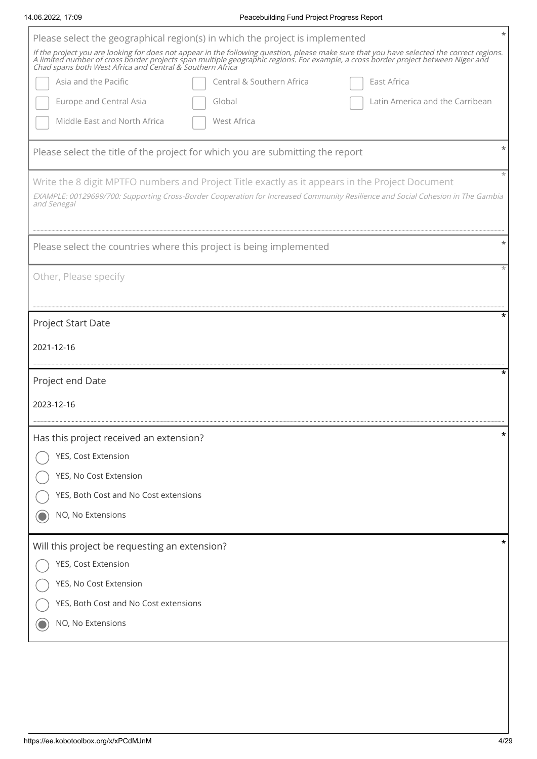Please select the geographical region(s) in which the project is implemented *

*If the project you are looking for does not appear in the following question, please make sure that you have selected the correct regions. A limited number of cross border projects span multiple geographic regions. For example, a cross border project between Niger and Chad spans both West Africa and Central & Southern Africa*

- [ ] Asia and the Pacific
- [ ] Central & Southern Africa
- [ ] East Africa
- [ ] Europe and Central Asia
- [ ] Global
- [ ] Latin America and the Carribean
- [ ] Middle East and North Africa
- [ ] West Africa

Please select the title of the project for which you are submitting the report *

Write the 8 digit MPTFO numbers and Project Title exactly as it appears in the Project Document *

*EXAMPLE: 00129699/700: Supporting Cross-Border Cooperation for Increased Community Resilience and Social Cohesion in The Gambia and Senegal*

Please select the countries where this project is being implemented *

Other, Please specify *

Project Start Date *

2021-12-16

Project end Date *

2023-12-16

Has this project received an extension? *

- ○ YES, Cost Extension
- ○ YES, No Cost Extension
- ○ YES, Both Cost and No Cost extensions
- ◉ NO, No Extensions

Will this project be requesting an extension? *

- ○ YES, Cost Extension
- ○ YES, No Cost Extension
- ○ YES, Both Cost and No Cost extensions
- ◉ NO, No Extensions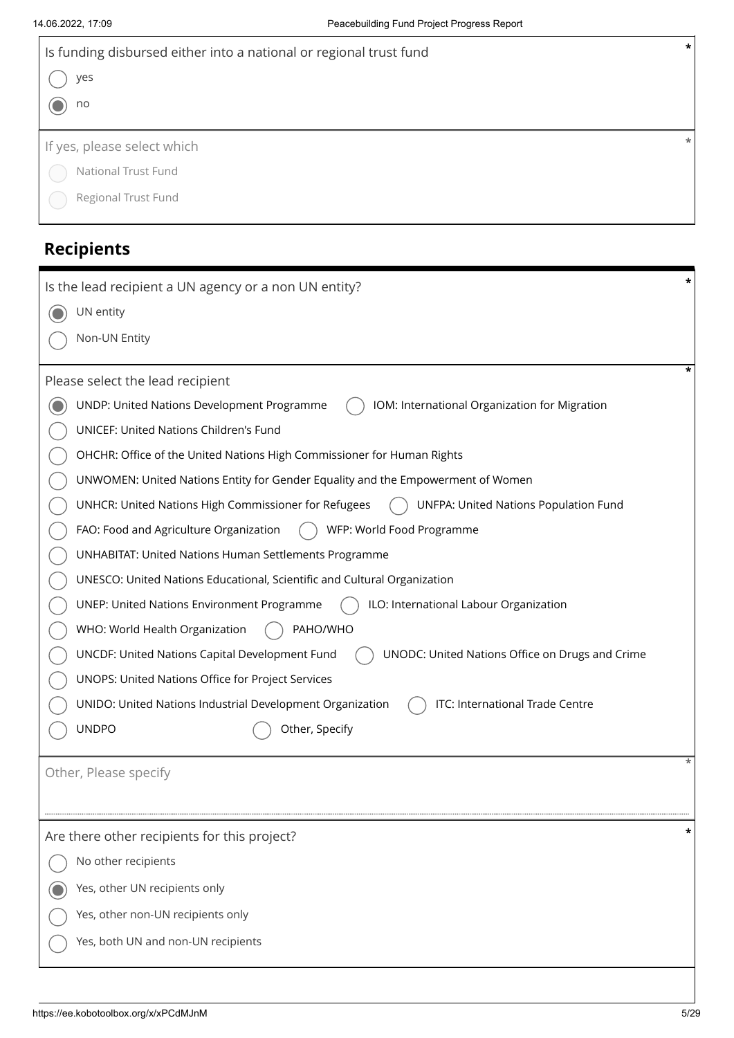Is funding disbursed either into a national or regional trust fund *

- ( ) yes
- (●) no

If yes, please select which *

- ( ) National Trust Fund
- ( ) Regional Trust Fund

## Recipients

Is the lead recipient a UN agency or a non UN entity? *

- (●) UN entity
- ( ) Non-UN Entity

Please select the lead recipient *

- (●) UNDP: United Nations Development Programme
- ( ) IOM: International Organization for Migration
- ( ) UNICEF: United Nations Children's Fund
- ( ) OHCHR: Office of the United Nations High Commissioner for Human Rights
- ( ) UNWOMEN: United Nations Entity for Gender Equality and the Empowerment of Women
- ( ) UNHCR: United Nations High Commissioner for Refugees
- ( ) UNFPA: United Nations Population Fund
- ( ) FAO: Food and Agriculture Organization
- ( ) WFP: World Food Programme
- ( ) UNHABITAT: United Nations Human Settlements Programme
- ( ) UNESCO: United Nations Educational, Scientific and Cultural Organization
- ( ) UNEP: United Nations Environment Programme
- ( ) ILO: International Labour Organization
- ( ) WHO: World Health Organization
- ( ) PAHO/WHO
- ( ) UNCDF: United Nations Capital Development Fund
- ( ) UNODC: United Nations Office on Drugs and Crime
- ( ) UNOPS: United Nations Office for Project Services
- ( ) UNIDO: United Nations Industrial Development Organization
- ( ) ITC: International Trade Centre
- ( ) UNDPO
- ( ) Other, Specify

Other, Please specify *

Are there other recipients for this project? *

- ( ) No other recipients
- (●) Yes, other UN recipients only
- ( ) Yes, other non-UN recipients only
- ( ) Yes, both UN and non-UN recipients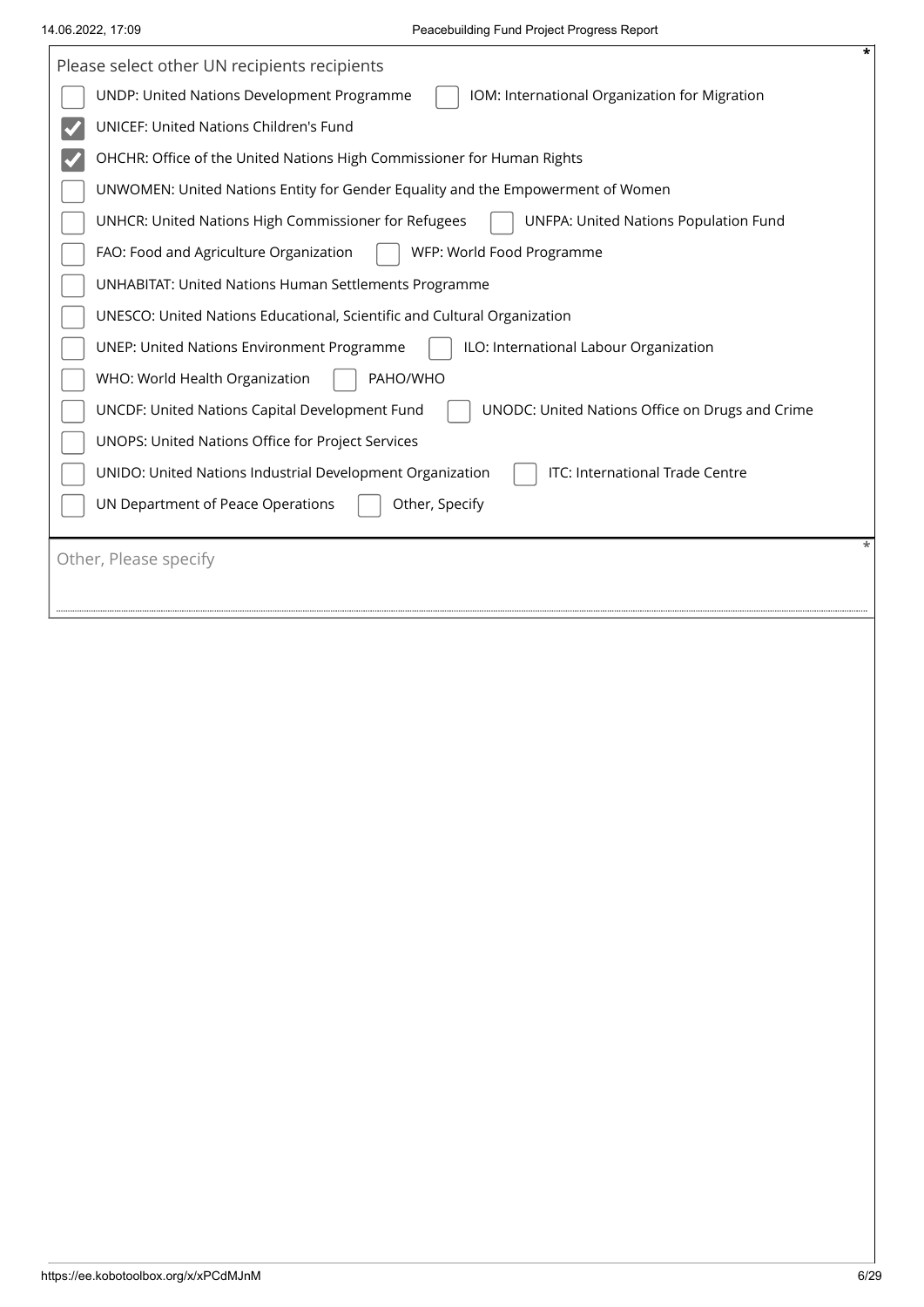Please select other UN recipients recipients *

- [ ] UNDP: United Nations Development Programme
- [ ] IOM: International Organization for Migration
- [x] UNICEF: United Nations Children's Fund
- [x] OHCHR: Office of the United Nations High Commissioner for Human Rights
- [ ] UNWOMEN: United Nations Entity for Gender Equality and the Empowerment of Women
- [ ] UNHCR: United Nations High Commissioner for Refugees
- [ ] UNFPA: United Nations Population Fund
- [ ] FAO: Food and Agriculture Organization
- [ ] WFP: World Food Programme
- [ ] UNHABITAT: United Nations Human Settlements Programme
- [ ] UNESCO: United Nations Educational, Scientific and Cultural Organization
- [ ] UNEP: United Nations Environment Programme
- [ ] ILO: International Labour Organization
- [ ] WHO: World Health Organization
- [ ] PAHO/WHO
- [ ] UNCDF: United Nations Capital Development Fund
- [ ] UNODC: United Nations Office on Drugs and Crime
- [ ] UNOPS: United Nations Office for Project Services
- [ ] UNIDO: United Nations Industrial Development Organization
- [ ] ITC: International Trade Centre
- [ ] UN Department of Peace Operations
- [ ] Other, Specify

Other, Please specify *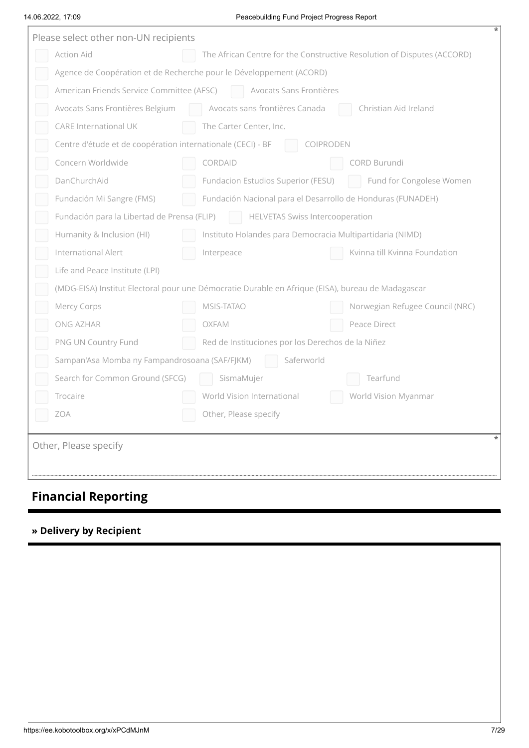Please select other non-UN recipients *

- [ ] Action Aid
- [ ] The African Centre for the Constructive Resolution of Disputes (ACCORD)
- [ ] Agence de Coopération et de Recherche pour le Développement (ACORD)
- [ ] American Friends Service Committee (AFSC)
- [ ] Avocats Sans Frontières
- [ ] Avocats Sans Frontières Belgium
- [ ] Avocats sans frontières Canada
- [ ] Christian Aid Ireland
- [ ] CARE International UK
- [ ] The Carter Center, Inc.
- [ ] Centre d'étude et de coopération internationale (CECI) - BF
- [ ] COIPRODEN
- [ ] Concern Worldwide
- [ ] CORDAID
- [ ] CORD Burundi
- [ ] DanChurchAid
- [ ] Fundacion Estudios Superior (FESU)
- [ ] Fund for Congolese Women
- [ ] Fundación Mi Sangre (FMS)
- [ ] Fundación Nacional para el Desarrollo de Honduras (FUNADEH)
- [ ] Fundación para la Libertad de Prensa (FLIP)
- [ ] HELVETAS Swiss Intercooperation
- [ ] Humanity & Inclusion (HI)
- [ ] Instituto Holandes para Democracia Multipartidaria (NIMD)
- [ ] International Alert
- [ ] Interpeace
- [ ] Kvinna till Kvinna Foundation
- [ ] Life and Peace Institute (LPI)
- [ ] (MDG-EISA) Institut Electoral pour une Démocratie Durable en Afrique (EISA), bureau de Madagascar
- [ ] Mercy Corps
- [ ] MSIS-TATAO
- [ ] Norwegian Refugee Council (NRC)
- [ ] ONG AZHAR
- [ ] OXFAM
- [ ] Peace Direct
- [ ] PNG UN Country Fund
- [ ] Red de Instituciones por los Derechos de la Niñez
- [ ] Sampan'Asa Momba ny Fampandrosoana (SAF/FJKM)
- [ ] Saferworld
- [ ] Search for Common Ground (SFCG)
- [ ] SismaMujer
- [ ] Tearfund
- [ ] Trocaire
- [ ] World Vision International
- [ ] World Vision Myanmar
- [ ] ZOA
- [ ] Other, Please specify

Other, Please specify *

## Financial Reporting

### » Delivery by Recipient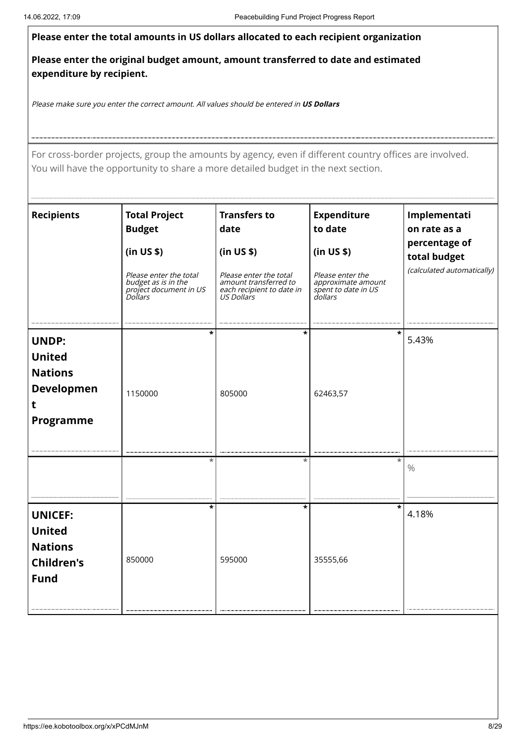**Please enter the total amounts in US dollars allocated to each recipient organization**

**Please enter the original budget amount, amount transferred to date and estimated expenditure by recipient.**

*Please make sure you enter the correct amount. All values should be entered in **US Dollars***

For cross-border projects, group the amounts by agency, even if different country offices are involved. You will have the opportunity to share a more detailed budget in the next section.

| **Recipients** | **Total Project Budget (in US $)** *Please enter the total budget as is in the project document in US Dollars* | **Transfers to date (in US $)** *Please enter the total amount transferred to each recipient to date in US Dollars* | **Expenditure to date (in US $)** *Please enter the approximate amount spent to date in US dollars* | **Implementation rate as a percentage of total budget** *(calculated automatically)* |
|---|---|---|---|---|
| **UNDP: United Nations Development Programme** | 1150000 | 805000 | 62463,57 | 5.43% |
| | | | | % |
| **UNICEF: United Nations Children's Fund** | 850000 | 595000 | 35555,66 | 4.18% |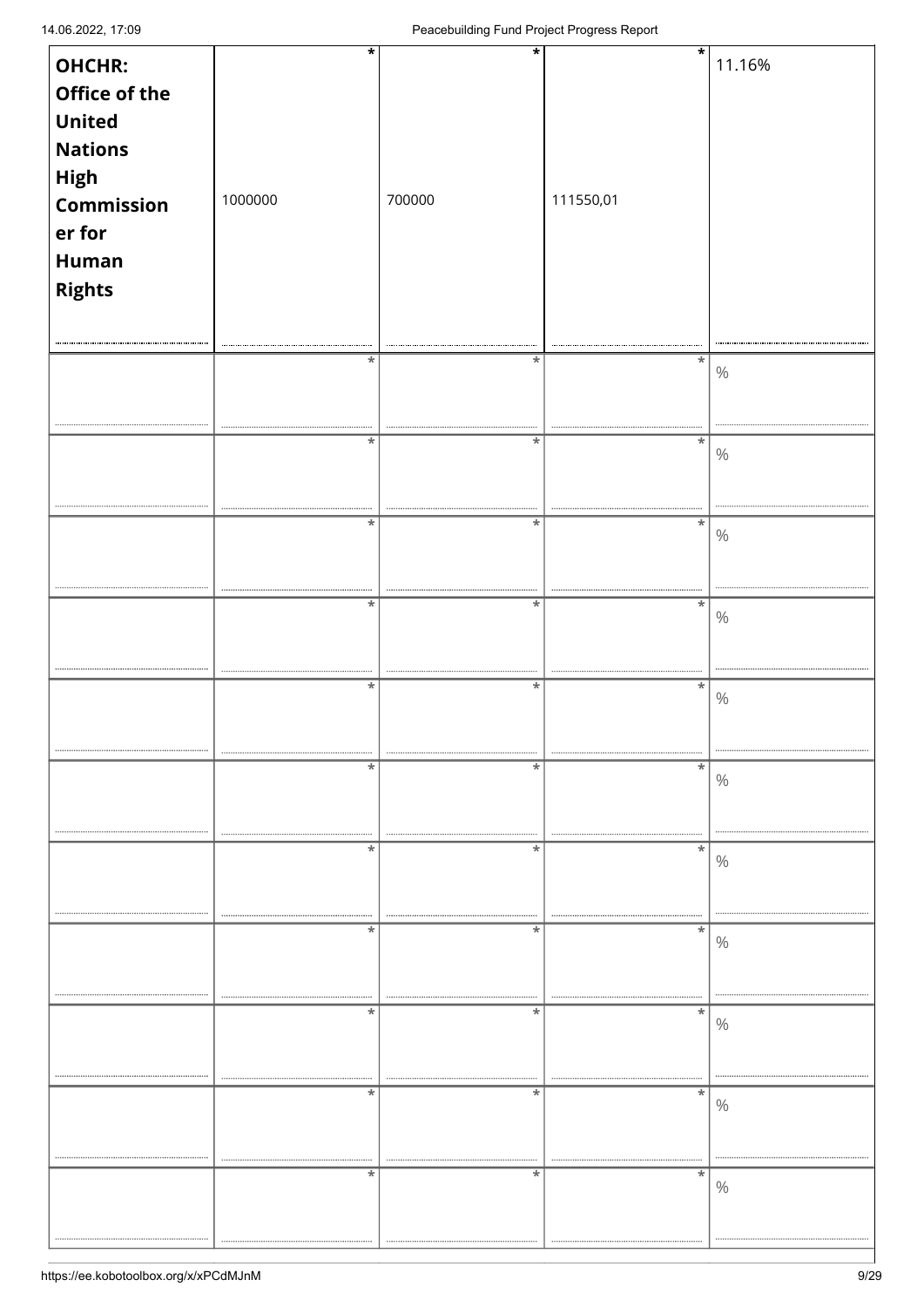| | | | | |
|---|---|---|---|---|
| **OHCHR: Office of the United Nations High Commissioner for Human Rights** | 1000000 * | 700000 * | 111550,01 * | 11.16% |
| | * | * | * | % |
| | * | * | * | % |
| | * | * | * | % |
| | * | * | * | % |
| | * | * | * | % |
| | * | * | * | % |
| | * | * | * | % |
| | * | * | * | % |
| | * | * | * | % |
| | * | * | * | % |
| | * | * | * | % |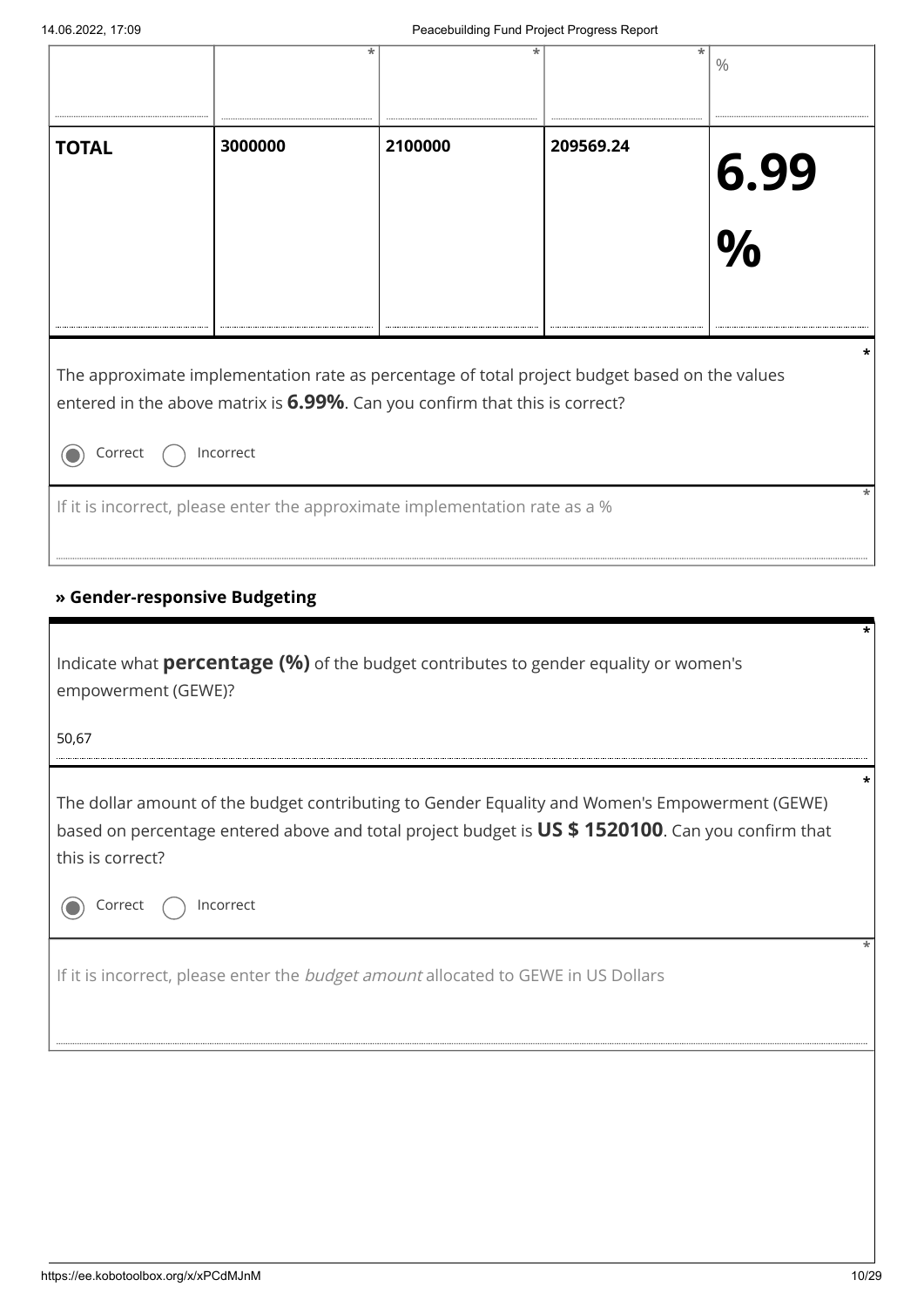| | * | * | * | % |
|---|---|---|---|---|
| **TOTAL** | **3000000** | **2100000** | **209569.24** | **6.99 %** |

The approximate implementation rate as percentage of total project budget based on the values entered in the above matrix is **6.99%**. Can you confirm that this is correct? *

- (●) Correct
- ( ) Incorrect

If it is incorrect, please enter the approximate implementation rate as a % *

## » Gender-responsive Budgeting

Indicate what **percentage (%)** of the budget contributes to gender equality or women's empowerment (GEWE)? *

50,67

The dollar amount of the budget contributing to Gender Equality and Women's Empowerment (GEWE) based on percentage entered above and total project budget is **US $ 1520100**. Can you confirm that this is correct? *

- (●) Correct
- ( ) Incorrect

If it is incorrect, please enter the *budget amount* allocated to GEWE in US Dollars *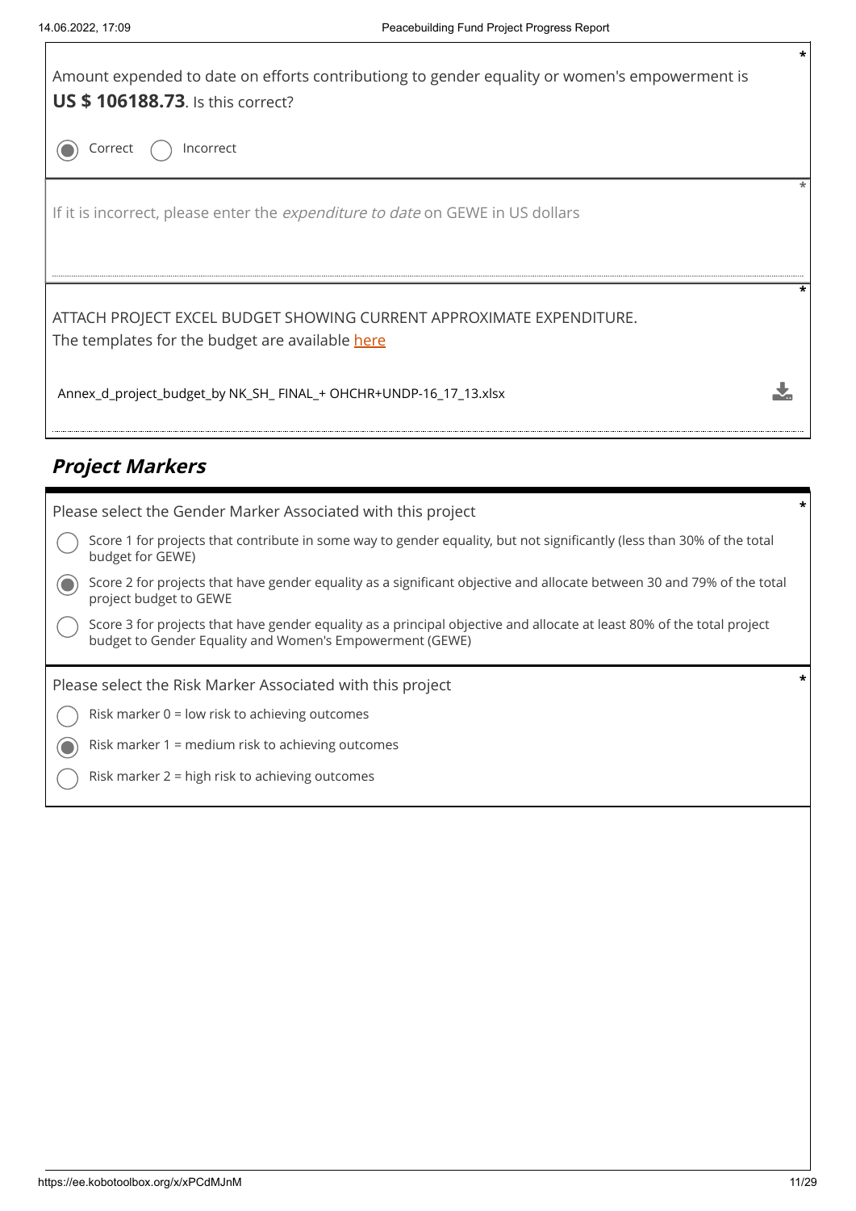Amount expended to date on efforts contributiong to gender equality or women's empowerment is **US $ 106188.73**. Is this correct? *

- (●) Correct
- ( ) Incorrect

If it is incorrect, please enter the *expenditure to date* on GEWE in US dollars *

ATTACH PROJECT EXCEL BUDGET SHOWING CURRENT APPROXIMATE EXPENDITURE. *
The templates for the budget are available here

Annex_d_project_budget_by NK_SH_ FINAL_+ OHCHR+UNDP-16_17_13.xlsx

## *Project Markers*

Please select the Gender Marker Associated with this project *

- ( ) Score 1 for projects that contribute in some way to gender equality, but not significantly (less than 30% of the total budget for GEWE)
- (●) Score 2 for projects that have gender equality as a significant objective and allocate between 30 and 79% of the total project budget to GEWE
- ( ) Score 3 for projects that have gender equality as a principal objective and allocate at least 80% of the total project budget to Gender Equality and Women's Empowerment (GEWE)

Please select the Risk Marker Associated with this project *

- ( ) Risk marker 0 = low risk to achieving outcomes
- (●) Risk marker 1 = medium risk to achieving outcomes
- ( ) Risk marker 2 = high risk to achieving outcomes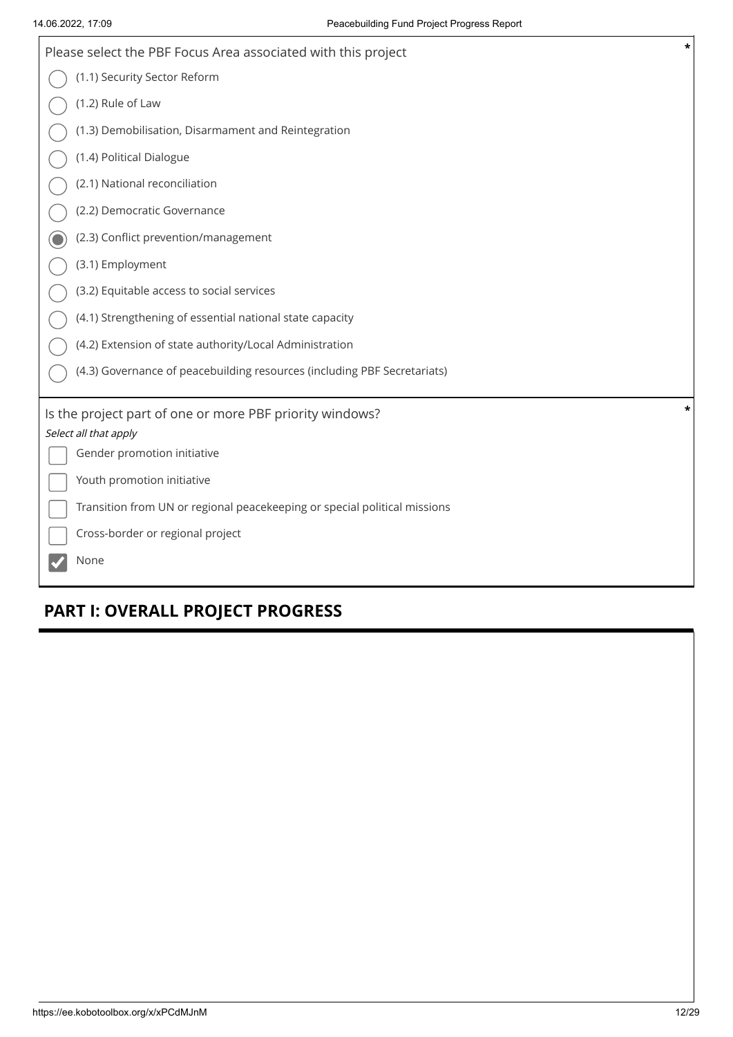Please select the PBF Focus Area associated with this project *

- ( ) (1.1) Security Sector Reform
- ( ) (1.2) Rule of Law
- ( ) (1.3) Demobilisation, Disarmament and Reintegration
- ( ) (1.4) Political Dialogue
- ( ) (2.1) National reconciliation
- ( ) (2.2) Democratic Governance
- (●) (2.3) Conflict prevention/management
- ( ) (3.1) Employment
- ( ) (3.2) Equitable access to social services
- ( ) (4.1) Strengthening of essential national state capacity
- ( ) (4.2) Extension of state authority/Local Administration
- ( ) (4.3) Governance of peacebuilding resources (including PBF Secretariats)

Is the project part of one or more PBF priority windows? *

*Select all that apply*

- [ ] Gender promotion initiative
- [ ] Youth promotion initiative
- [ ] Transition from UN or regional peacekeeping or special political missions
- [ ] Cross-border or regional project
- [x] None

## PART I: OVERALL PROJECT PROGRESS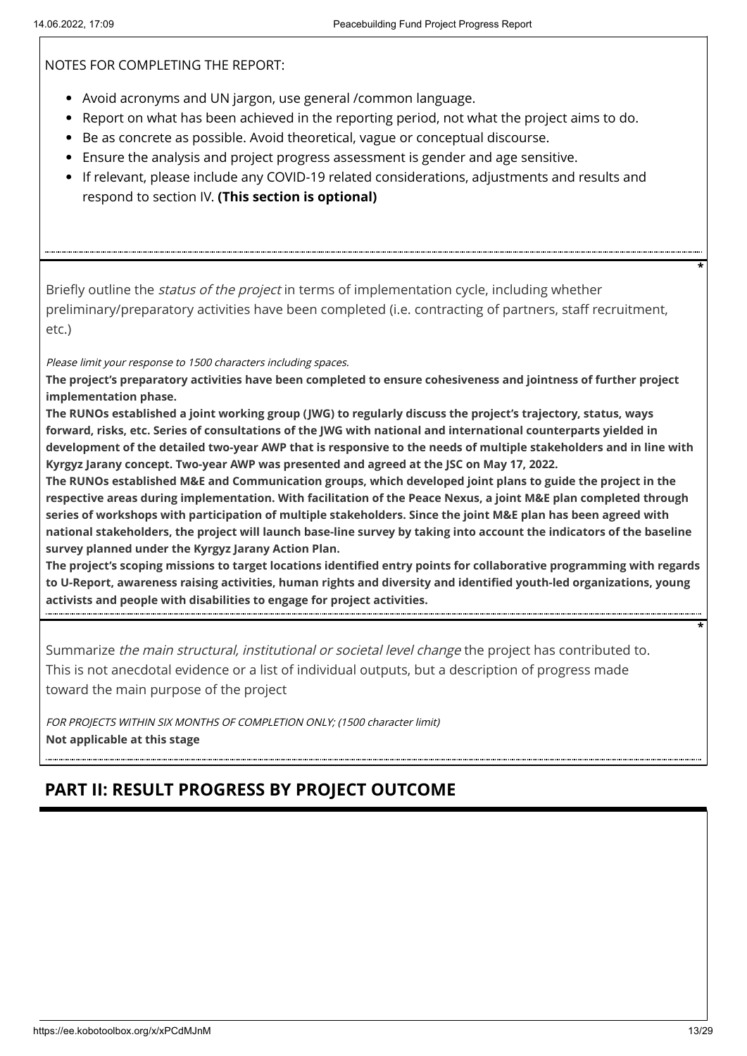NOTES FOR COMPLETING THE REPORT:

- Avoid acronyms and UN jargon, use general /common language.
- Report on what has been achieved in the reporting period, not what the project aims to do.
- Be as concrete as possible. Avoid theoretical, vague or conceptual discourse.
- Ensure the analysis and project progress assessment is gender and age sensitive.
- If relevant, please include any COVID-19 related considerations, adjustments and results and respond to section IV. **(This section is optional)**

*

Briefly outline the *status of the project* in terms of implementation cycle, including whether preliminary/preparatory activities have been completed (i.e. contracting of partners, staff recruitment, etc.)

*Please limit your response to 1500 characters including spaces.*

**The project's preparatory activities have been completed to ensure cohesiveness and jointness of further project implementation phase.**
**The RUNOs established a joint working group (JWG) to regularly discuss the project's trajectory, status, ways forward, risks, etc. Series of consultations of the JWG with national and international counterparts yielded in development of the detailed two-year AWP that is responsive to the needs of multiple stakeholders and in line with Kyrgyz Jarany concept. Two-year AWP was presented and agreed at the JSC on May 17, 2022.**
**The RUNOs established M&E and Communication groups, which developed joint plans to guide the project in the respective areas during implementation. With facilitation of the Peace Nexus, a joint M&E plan completed through series of workshops with participation of multiple stakeholders. Since the joint M&E plan has been agreed with national stakeholders, the project will launch base-line survey by taking into account the indicators of the baseline survey planned under the Kyrgyz Jarany Action Plan.**
**The project's scoping missions to target locations identified entry points for collaborative programming with regards to U-Report, awareness raising activities, human rights and diversity and identified youth-led organizations, young activists and people with disabilities to engage for project activities.**

*

Summarize *the main structural, institutional or societal level change* the project has contributed to. This is not anecdotal evidence or a list of individual outputs, but a description of progress made toward the main purpose of the project

*FOR PROJECTS WITHIN SIX MONTHS OF COMPLETION ONLY; (1500 character limit)*
**Not applicable at this stage**

## PART II: RESULT PROGRESS BY PROJECT OUTCOME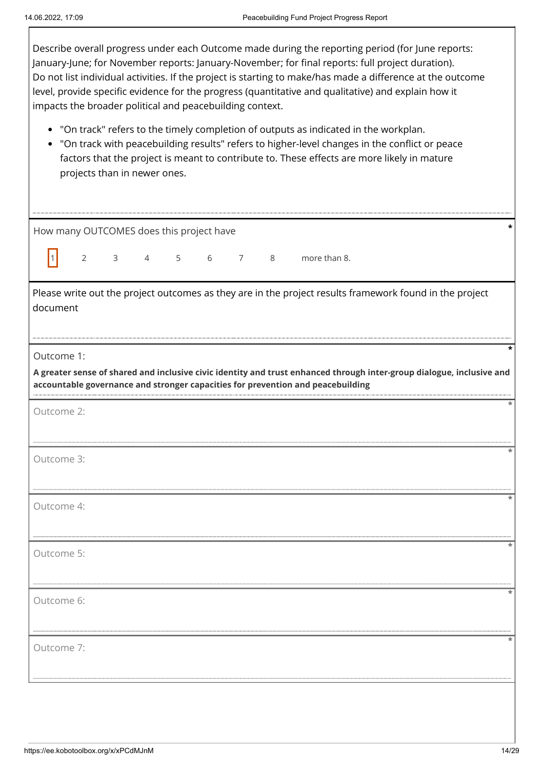Describe overall progress under each Outcome made during the reporting period (for June reports: January-June; for November reports: January-November; for final reports: full project duration). Do not list individual activities. If the project is starting to make/has made a difference at the outcome level, provide specific evidence for the progress (quantitative and qualitative) and explain how it impacts the broader political and peacebuilding context.

- "On track" refers to the timely completion of outputs as indicated in the workplan.
- "On track with peacebuilding results" refers to higher-level changes in the conflict or peace factors that the project is meant to contribute to. These effects are more likely in mature projects than in newer ones.

How many OUTCOMES does this project have *

[1] 2 3 4 5 6 7 8 more than 8.

Please write out the project outcomes as they are in the project results framework found in the project document

Outcome 1: *

**A greater sense of shared and inclusive civic identity and trust enhanced through inter-group dialogue, inclusive and accountable governance and stronger capacities for prevention and peacebuilding**

Outcome 2: *

Outcome 3: *

Outcome 4: *

Outcome 5: *

Outcome 6: *

Outcome 7: *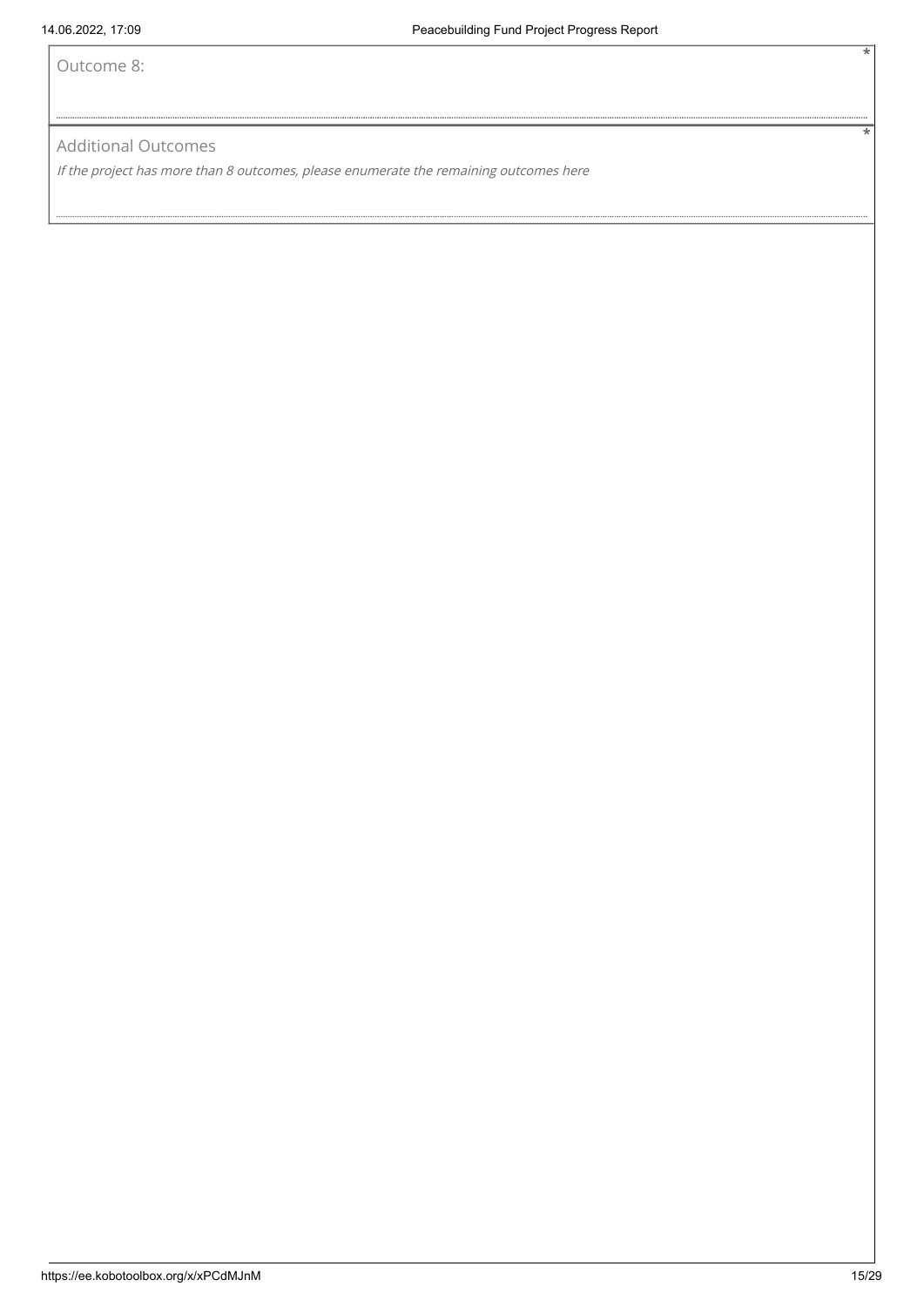Outcome 8: *

Additional Outcomes *

*If the project has more than 8 outcomes, please enumerate the remaining outcomes here*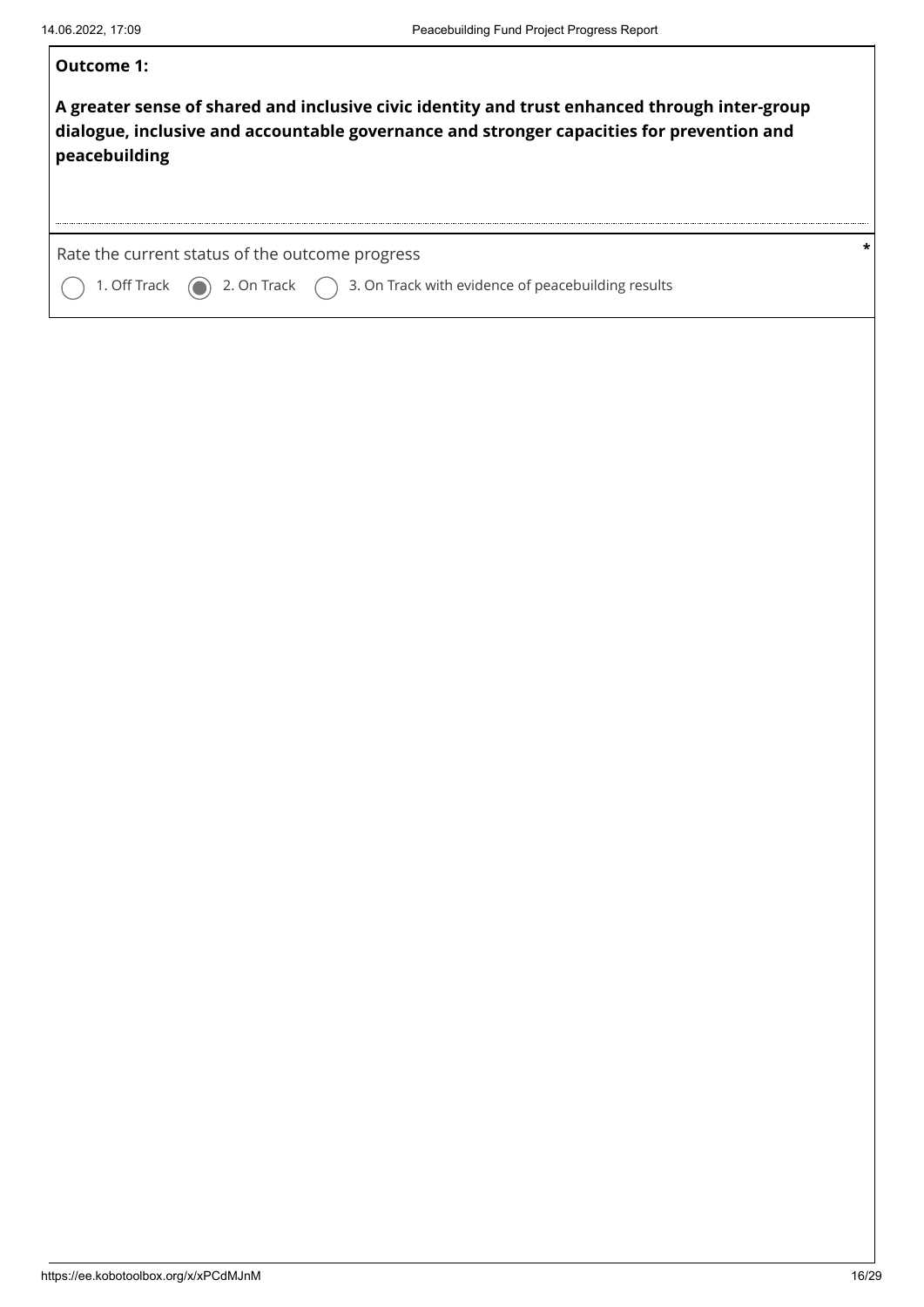**Outcome 1:**

**A greater sense of shared and inclusive civic identity and trust enhanced through inter-group dialogue, inclusive and accountable governance and stronger capacities for prevention and peacebuilding**

Rate the current status of the outcome progress *

- ○ 1. Off Track
- ◉ 2. On Track
- ○ 3. On Track with evidence of peacebuilding results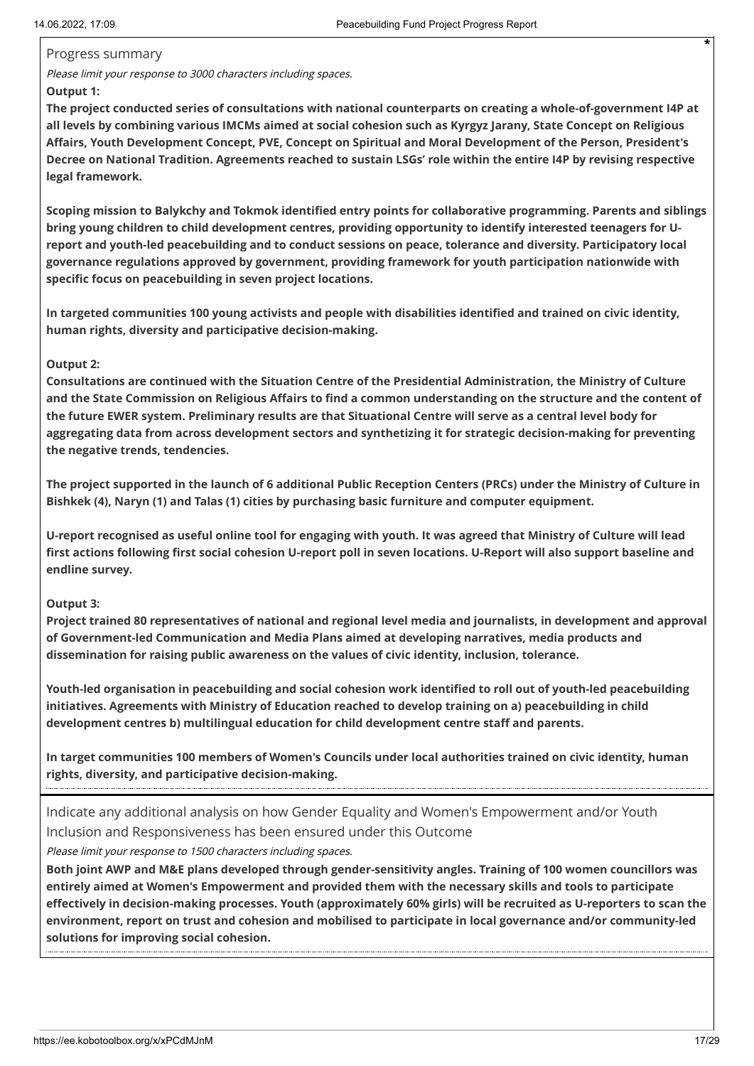Progress summary

*Please limit your response to 3000 characters including spaces.*

**Output 1:**

**The project conducted series of consultations with national counterparts on creating a whole-of-government I4P at all levels by combining various IMCMs aimed at social cohesion such as Kyrgyz Jarany, State Concept on Religious Affairs, Youth Development Concept, PVE, Concept on Spiritual and Moral Development of the Person, President's Decree on National Tradition. Agreements reached to sustain LSGs' role within the entire I4P by revising respective legal framework.**

**Scoping mission to Balykchy and Tokmok identified entry points for collaborative programming. Parents and siblings bring young children to child development centres, providing opportunity to identify interested teenagers for U-report and youth-led peacebuilding and to conduct sessions on peace, tolerance and diversity. Participatory local governance regulations approved by government, providing framework for youth participation nationwide with specific focus on peacebuilding in seven project locations.**

**In targeted communities 100 young activists and people with disabilities identified and trained on civic identity, human rights, diversity and participative decision-making.**

**Output 2:**

**Consultations are continued with the Situation Centre of the Presidential Administration, the Ministry of Culture and the State Commission on Religious Affairs to find a common understanding on the structure and the content of the future EWER system. Preliminary results are that Situational Centre will serve as a central level body for aggregating data from across development sectors and synthetizing it for strategic decision-making for preventing the negative trends, tendencies.**

**The project supported in the launch of 6 additional Public Reception Centers (PRCs) under the Ministry of Culture in Bishkek (4), Naryn (1) and Talas (1) cities by purchasing basic furniture and computer equipment.**

**U-report recognised as useful online tool for engaging with youth. It was agreed that Ministry of Culture will lead first actions following first social cohesion U-report poll in seven locations. U-Report will also support baseline and endline survey.**

**Output 3:**

**Project trained 80 representatives of national and regional level media and journalists, in development and approval of Government-led Communication and Media Plans aimed at developing narratives, media products and dissemination for raising public awareness on the values of civic identity, inclusion, tolerance.**

**Youth-led organisation in peacebuilding and social cohesion work identified to roll out of youth-led peacebuilding initiatives. Agreements with Ministry of Education reached to develop training on a) peacebuilding in child development centres b) multilingual education for child development centre staff and parents.**

**In target communities 100 members of Women's Councils under local authorities trained on civic identity, human rights, diversity, and participative decision-making.**

Indicate any additional analysis on how Gender Equality and Women's Empowerment and/or Youth Inclusion and Responsiveness has been ensured under this Outcome

*Please limit your response to 1500 characters including spaces.*

**Both joint AWP and M&E plans developed through gender-sensitivity angles. Training of 100 women councillors was entirely aimed at Women's Empowerment and provided them with the necessary skills and tools to participate effectively in decision-making processes. Youth (approximately 60% girls) will be recruited as U-reporters to scan the environment, report on trust and cohesion and mobilised to participate in local governance and/or community-led solutions for improving social cohesion.**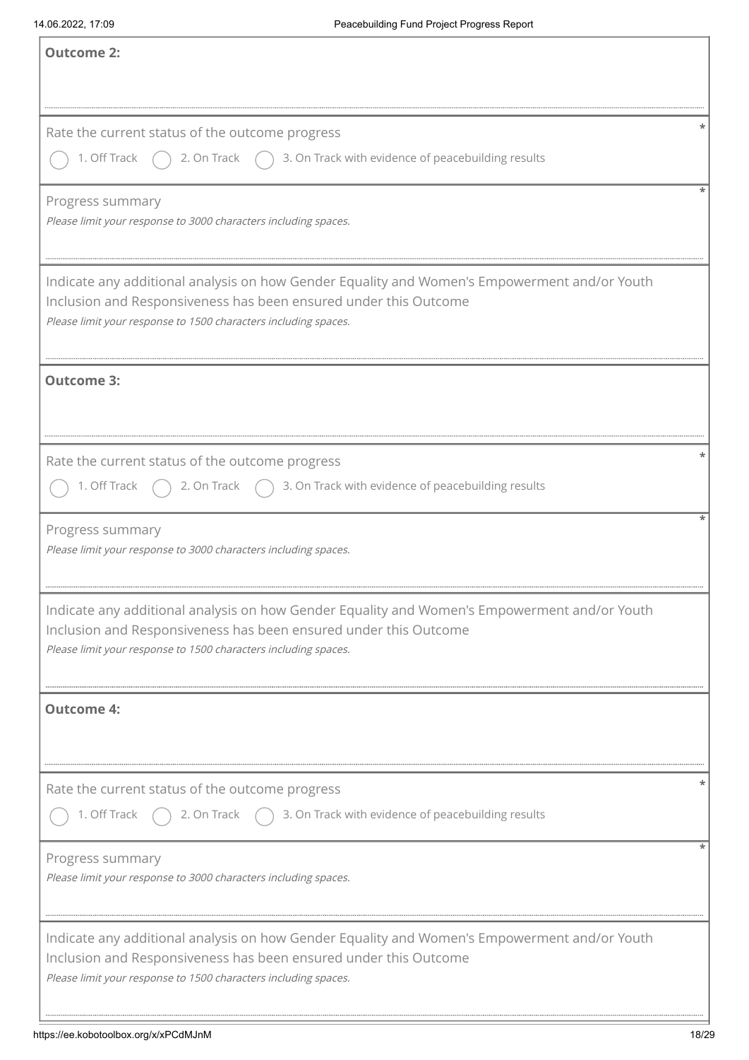**Outcome 2:**

Rate the current status of the outcome progress *

( ) 1. Off Track ( ) 2. On Track ( ) 3. On Track with evidence of peacebuilding results

Progress summary *

*Please limit your response to 3000 characters including spaces.*

Indicate any additional analysis on how Gender Equality and Women's Empowerment and/or Youth Inclusion and Responsiveness has been ensured under this Outcome

*Please limit your response to 1500 characters including spaces.*

**Outcome 3:**

Rate the current status of the outcome progress *

( ) 1. Off Track ( ) 2. On Track ( ) 3. On Track with evidence of peacebuilding results

Progress summary *

*Please limit your response to 3000 characters including spaces.*

Indicate any additional analysis on how Gender Equality and Women's Empowerment and/or Youth Inclusion and Responsiveness has been ensured under this Outcome

*Please limit your response to 1500 characters including spaces.*

**Outcome 4:**

Rate the current status of the outcome progress *

( ) 1. Off Track ( ) 2. On Track ( ) 3. On Track with evidence of peacebuilding results

Progress summary *

*Please limit your response to 3000 characters including spaces.*

Indicate any additional analysis on how Gender Equality and Women's Empowerment and/or Youth Inclusion and Responsiveness has been ensured under this Outcome

*Please limit your response to 1500 characters including spaces.*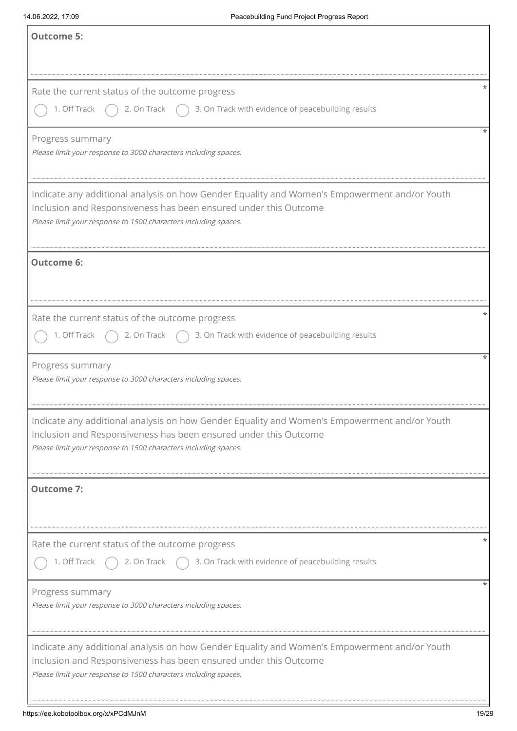**Outcome 5:**

Rate the current status of the outcome progress *

◯ 1. Off Track ◯ 2. On Track ◯ 3. On Track with evidence of peacebuilding results

Progress summary *

*Please limit your response to 3000 characters including spaces.*

Indicate any additional analysis on how Gender Equality and Women's Empowerment and/or Youth Inclusion and Responsiveness has been ensured under this Outcome

*Please limit your response to 1500 characters including spaces.*

**Outcome 6:**

Rate the current status of the outcome progress *

◯ 1. Off Track ◯ 2. On Track ◯ 3. On Track with evidence of peacebuilding results

Progress summary *

*Please limit your response to 3000 characters including spaces.*

Indicate any additional analysis on how Gender Equality and Women's Empowerment and/or Youth Inclusion and Responsiveness has been ensured under this Outcome

*Please limit your response to 1500 characters including spaces.*

**Outcome 7:**

Rate the current status of the outcome progress *

◯ 1. Off Track ◯ 2. On Track ◯ 3. On Track with evidence of peacebuilding results

Progress summary *

*Please limit your response to 3000 characters including spaces.*

Indicate any additional analysis on how Gender Equality and Women's Empowerment and/or Youth Inclusion and Responsiveness has been ensured under this Outcome

*Please limit your response to 1500 characters including spaces.*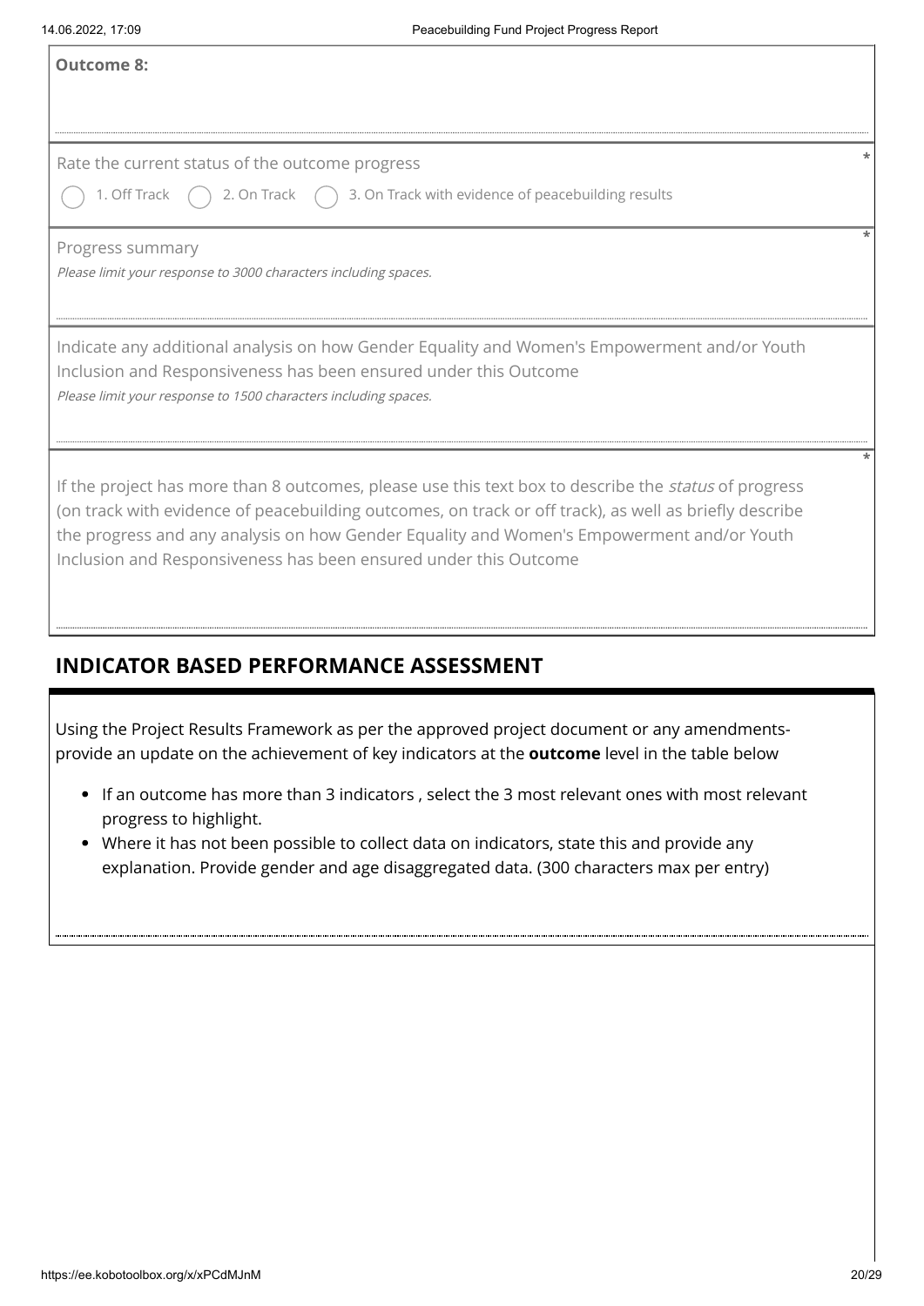**Outcome 8:**

Rate the current status of the outcome progress *

◯ 1. Off Track ◯ 2. On Track ◯ 3. On Track with evidence of peacebuilding results

Progress summary *

*Please limit your response to 3000 characters including spaces.*

Indicate any additional analysis on how Gender Equality and Women's Empowerment and/or Youth Inclusion and Responsiveness has been ensured under this Outcome

*Please limit your response to 1500 characters including spaces.*

If the project has more than 8 outcomes, please use this text box to describe the *status* of progress (on track with evidence of peacebuilding outcomes, on track or off track), as well as briefly describe the progress and any analysis on how Gender Equality and Women's Empowerment and/or Youth Inclusion and Responsiveness has been ensured under this Outcome *

## INDICATOR BASED PERFORMANCE ASSESSMENT

Using the Project Results Framework as per the approved project document or any amendments- provide an update on the achievement of key indicators at the **outcome** level in the table below

- If an outcome has more than 3 indicators , select the 3 most relevant ones with most relevant progress to highlight.
- Where it has not been possible to collect data on indicators, state this and provide any explanation. Provide gender and age disaggregated data. (300 characters max per entry)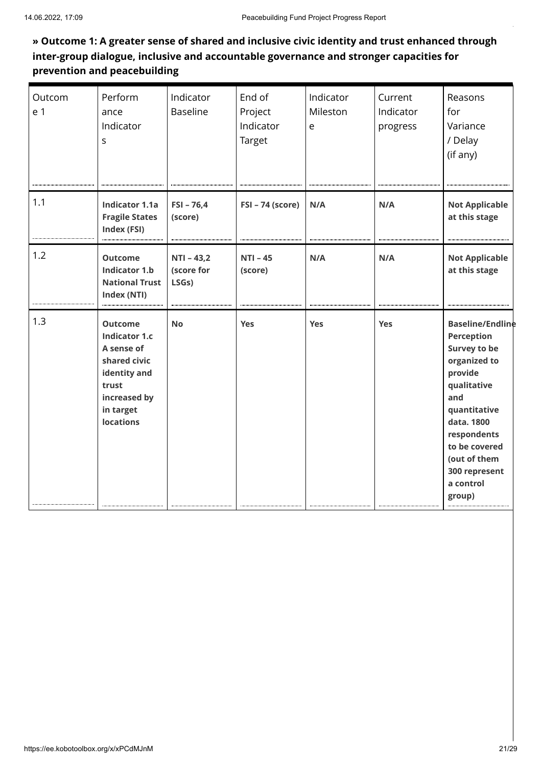**» Outcome 1: A greater sense of shared and inclusive civic identity and trust enhanced through inter-group dialogue, inclusive and accountable governance and stronger capacities for prevention and peacebuilding**

| Outcome 1 | Performance Indicators | Indicator Baseline | End of Project Indicator Target | Indicator Milestone | Current Indicator progress | Reasons for Variance / Delay (if any) |
|---|---|---|---|---|---|---|
| 1.1 | **Indicator 1.1a Fragile States Index (FSI)** | **FSI – 76,4 (score)** | **FSI – 74 (score)** | **N/A** | **N/A** | **Not Applicable at this stage** |
| 1.2 | **Outcome Indicator 1.b National Trust Index (NTI)** | **NTI – 43,2 (score for LSGs)** | **NTI – 45 (score)** | **N/A** | **N/A** | **Not Applicable at this stage** |
| 1.3 | **Outcome Indicator 1.c A sense of shared civic identity and trust increased by in target locations** | **No** | **Yes** | **Yes** | **Yes** | **Baseline/Endline Perception Survey to be organized to provide qualitative and quantitative data. 1800 respondents to be covered (out of them 300 represent a control group)** |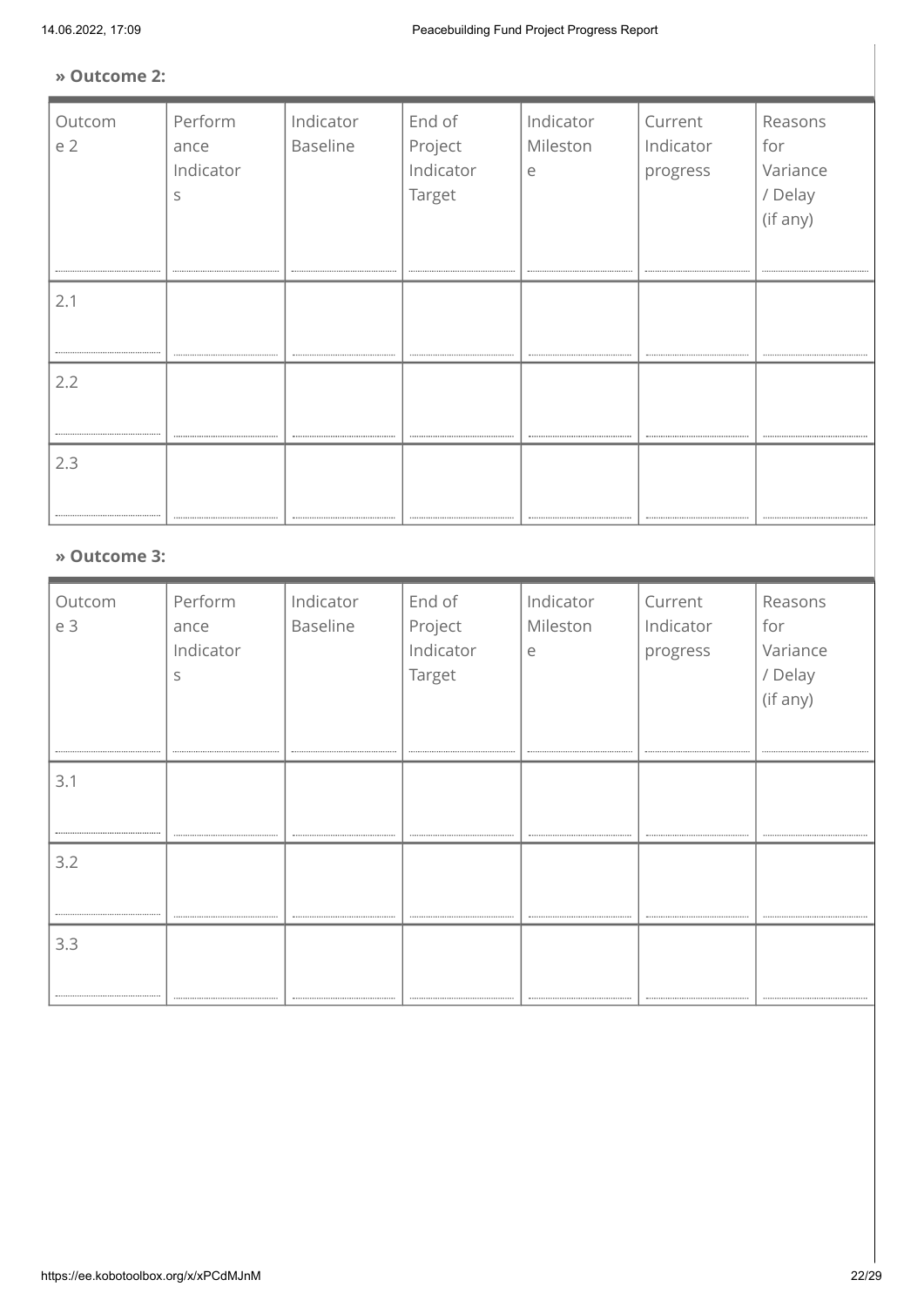**» Outcome 2:**

| Outcome 2 | Performance Indicators | Indicator Baseline | End of Project Indicator Target | Indicator Milestone | Current Indicator progress | Reasons for Variance / Delay (if any) |
|---|---|---|---|---|---|---|
| 2.1 | | | | | | |
| 2.2 | | | | | | |
| 2.3 | | | | | | |

**» Outcome 3:**

| Outcome 3 | Performance Indicators | Indicator Baseline | End of Project Indicator Target | Indicator Milestone | Current Indicator progress | Reasons for Variance / Delay (if any) |
|---|---|---|---|---|---|---|
| 3.1 | | | | | | |
| 3.2 | | | | | | |
| 3.3 | | | | | | |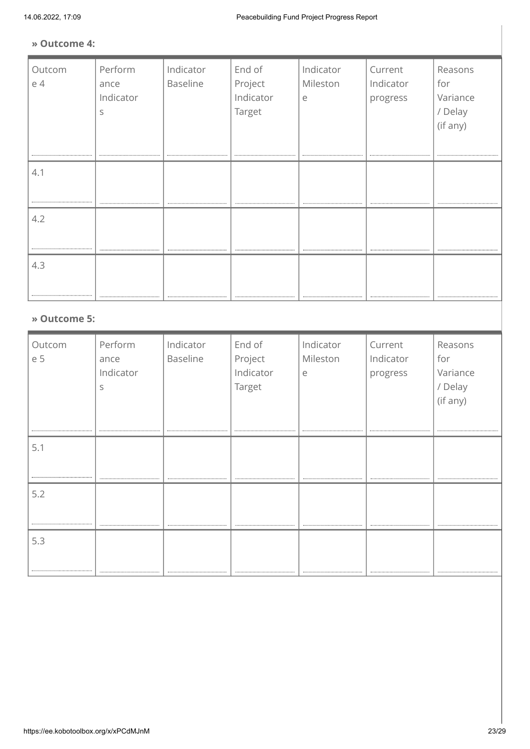**» Outcome 4:**

| Outcome 4 | Performance Indicators | Indicator Baseline | End of Project Indicator Target | Indicator Milestone | Current Indicator progress | Reasons for Variance / Delay (if any) |
|---|---|---|---|---|---|---|
| 4.1 | | | | | | |
| 4.2 | | | | | | |
| 4.3 | | | | | | |

**» Outcome 5:**

| Outcome 5 | Performance Indicators | Indicator Baseline | End of Project Indicator Target | Indicator Milestone | Current Indicator progress | Reasons for Variance / Delay (if any) |
|---|---|---|---|---|---|---|
| 5.1 | | | | | | |
| 5.2 | | | | | | |
| 5.3 | | | | | | |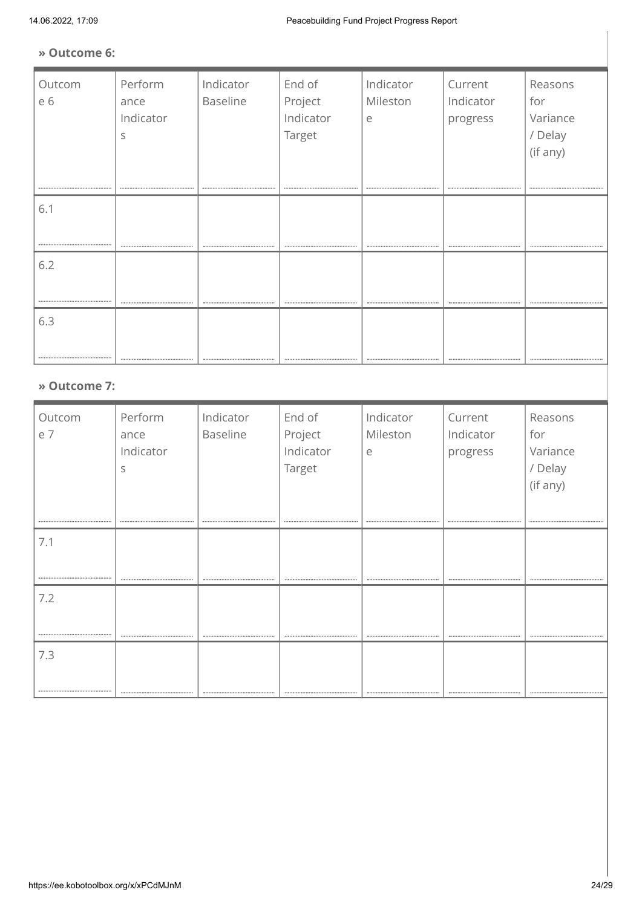**» Outcome 6:**

| Outcome 6 | Performance Indicators | Indicator Baseline | End of Project Indicator Target | Indicator Milestone | Current Indicator progress | Reasons for Variance / Delay (if any) |
|---|---|---|---|---|---|---|
| 6.1 | | | | | | |
| 6.2 | | | | | | |
| 6.3 | | | | | | |

**» Outcome 7:**

| Outcome 7 | Performance Indicators | Indicator Baseline | End of Project Indicator Target | Indicator Milestone | Current Indicator progress | Reasons for Variance / Delay (if any) |
|---|---|---|---|---|---|---|
| 7.1 | | | | | | |
| 7.2 | | | | | | |
| 7.3 | | | | | | |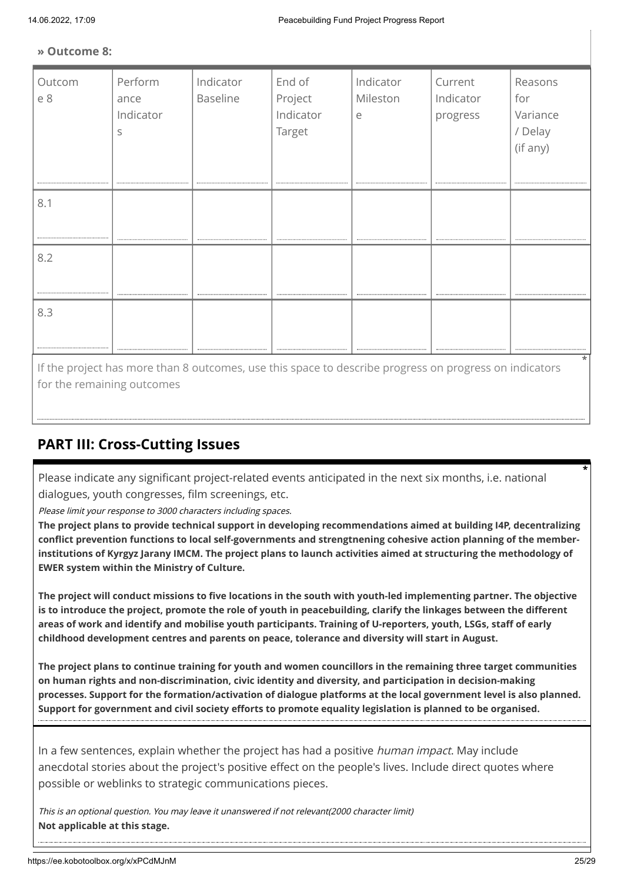**» Outcome 8:**

| Outcome 8 | Performance Indicators | Indicator Baseline | End of Project Indicator Target | Indicator Milestone | Current Indicator progress | Reasons for Variance / Delay (if any) |
|---|---|---|---|---|---|---|
| 8.1 | | | | | | |
| 8.2 | | | | | | |
| 8.3 | | | | | | |

If the project has more than 8 outcomes, use this space to describe progress on progress on indicators for the remaining outcomes *

## PART III: Cross-Cutting Issues

Please indicate any significant project-related events anticipated in the next six months, i.e. national dialogues, youth congresses, film screenings, etc. *

*Please limit your response to 3000 characters including spaces.*

**The project plans to provide technical support in developing recommendations aimed at building I4P, decentralizing conflict prevention functions to local self-governments and strengtnening cohesive action planning of the member-institutions of Kyrgyz Jarany IMCM. The project plans to launch activities aimed at structuring the methodology of EWER system within the Ministry of Culture.**

**The project will conduct missions to five locations in the south with youth-led implementing partner. The objective is to introduce the project, promote the role of youth in peacebuilding, clarify the linkages between the different areas of work and identify and mobilise youth participants. Training of U-reporters, youth, LSGs, staff of early childhood development centres and parents on peace, tolerance and diversity will start in August.**

**The project plans to continue training for youth and women councillors in the remaining three target communities on human rights and non-discrimination, civic identity and diversity, and participation in decision-making processes. Support for the formation/activation of dialogue platforms at the local government level is also planned. Support for government and civil society efforts to promote equality legislation is planned to be organised.**

In a few sentences, explain whether the project has had a positive *human impact*. May include anecdotal stories about the project's positive effect on the people's lives. Include direct quotes where possible or weblinks to strategic communications pieces.

*This is an optional question. You may leave it unanswered if not relevant(2000 character limit)*

**Not applicable at this stage.**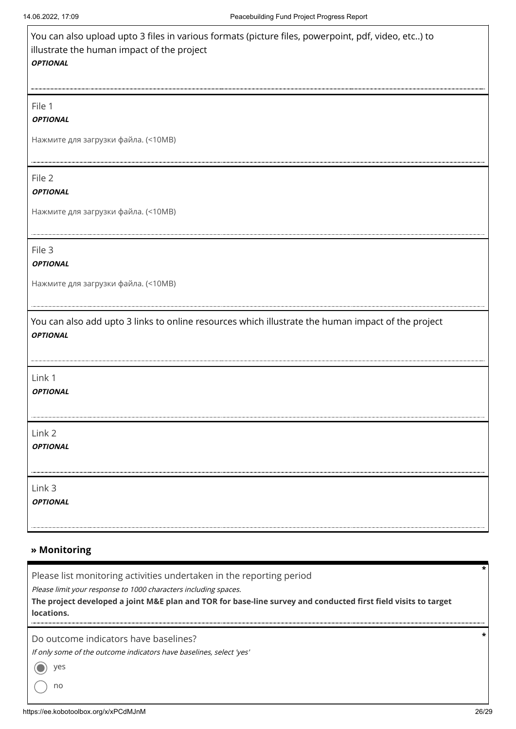You can also upload upto 3 files in various formats (picture files, powerpoint, pdf, video, etc..) to illustrate the human impact of the project

***OPTIONAL***

File 1

***OPTIONAL***

Нажмите для загрузки файла. (<10MB)

File 2

***OPTIONAL***

Нажмите для загрузки файла. (<10MB)

File 3

***OPTIONAL***

Нажмите для загрузки файла. (<10MB)

You can also add upto 3 links to online resources which illustrate the human impact of the project

***OPTIONAL***

Link 1

***OPTIONAL***

Link 2

***OPTIONAL***

Link 3

***OPTIONAL***

## » Monitoring

Please list monitoring activities undertaken in the reporting period *

*Please limit your response to 1000 characters including spaces.*

**The project developed a joint M&E plan and TOR for base-line survey and conducted first field visits to target locations.**

Do outcome indicators have baselines? *

*If only some of the outcome indicators have baselines, select 'yes'*

- (●) yes
- ( ) no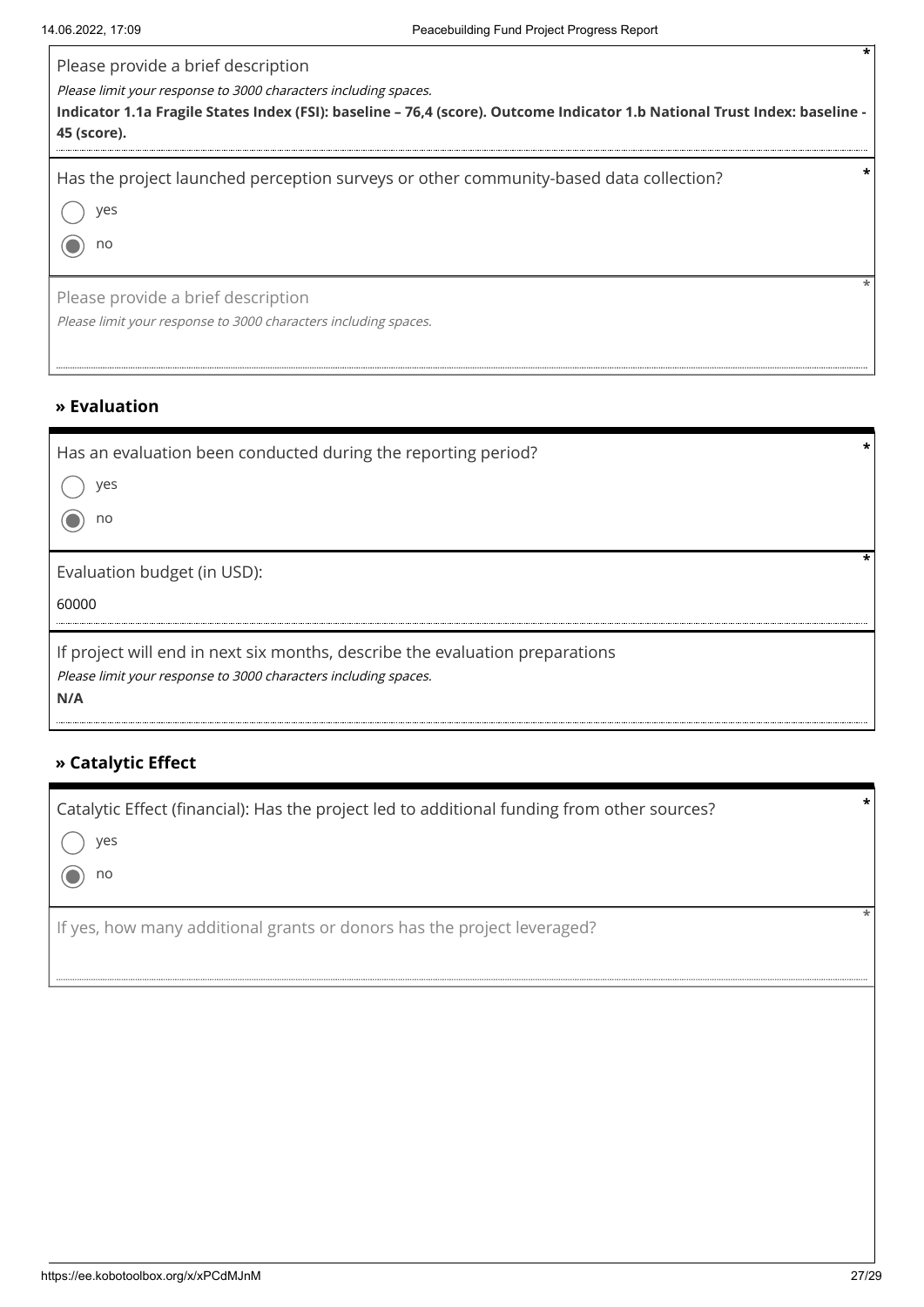Please provide a brief description *

*Please limit your response to 3000 characters including spaces.*

**Indicator 1.1a Fragile States Index (FSI): baseline – 76,4 (score). Outcome Indicator 1.b National Trust Index: baseline - 45 (score).**

Has the project launched perception surveys or other community-based data collection? *

- ( ) yes
- (•) no

Please provide a brief description *

*Please limit your response to 3000 characters including spaces.*

## » Evaluation

Has an evaluation been conducted during the reporting period? *

- ( ) yes
- (•) no

Evaluation budget (in USD): *

60000

If project will end in next six months, describe the evaluation preparations

*Please limit your response to 3000 characters including spaces.*

**N/A**

## » Catalytic Effect

Catalytic Effect (financial): Has the project led to additional funding from other sources? *

- ( ) yes
- (•) no

If yes, how many additional grants or donors has the project leveraged? *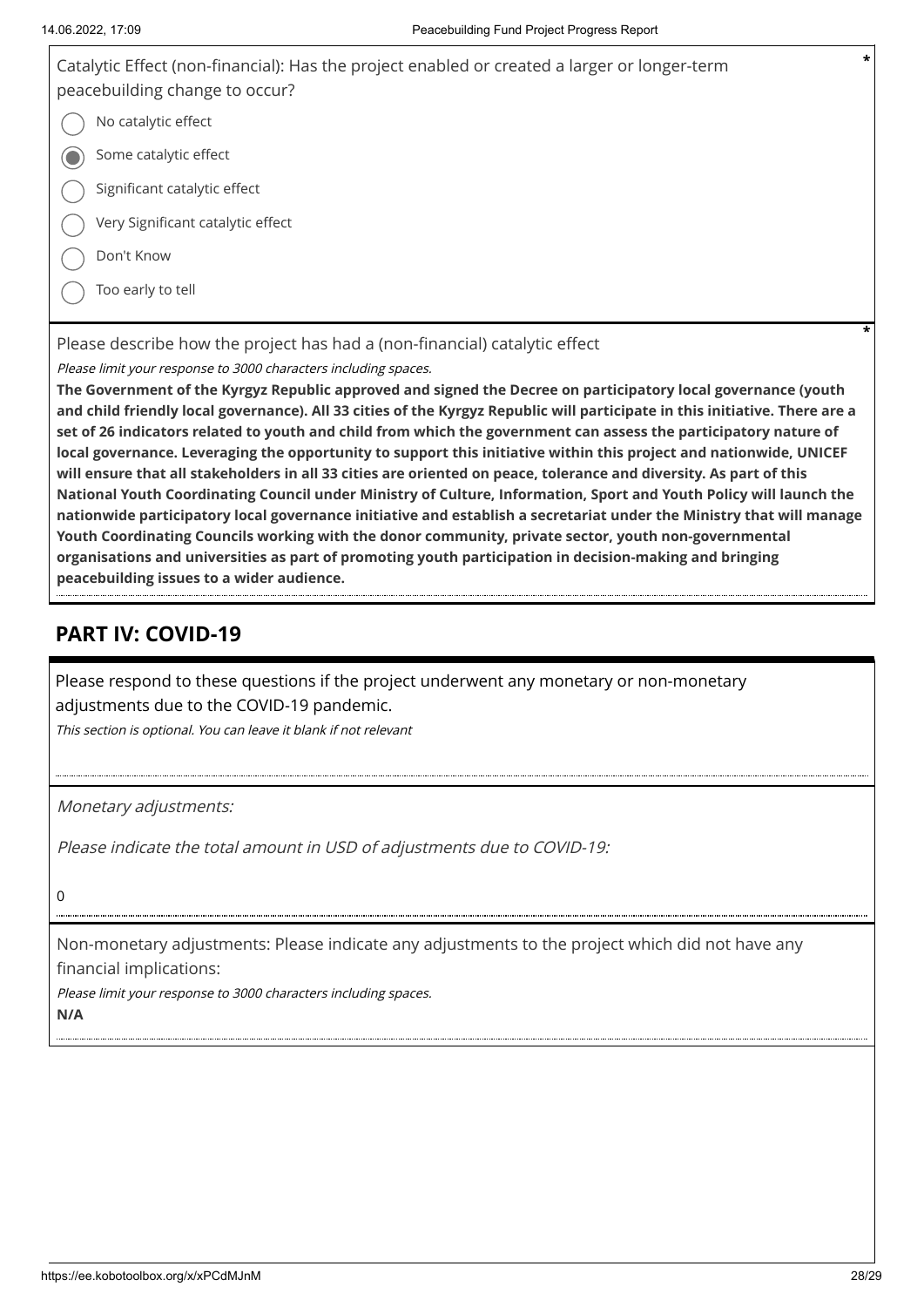Catalytic Effect (non-financial): Has the project enabled or created a larger or longer-term peacebuilding change to occur? *

- ○ No catalytic effect
- ◉ Some catalytic effect
- ○ Significant catalytic effect
- ○ Very Significant catalytic effect
- ○ Don't Know
- ○ Too early to tell

Please describe how the project has had a (non-financial) catalytic effect *

*Please limit your response to 3000 characters including spaces.*

**The Government of the Kyrgyz Republic approved and signed the Decree on participatory local governance (youth and child friendly local governance). All 33 cities of the Kyrgyz Republic will participate in this initiative. There are a set of 26 indicators related to youth and child from which the government can assess the participatory nature of local governance. Leveraging the opportunity to support this initiative within this project and nationwide, UNICEF will ensure that all stakeholders in all 33 cities are oriented on peace, tolerance and diversity. As part of this National Youth Coordinating Council under Ministry of Culture, Information, Sport and Youth Policy will launch the nationwide participatory local governance initiative and establish a secretariat under the Ministry that will manage Youth Coordinating Councils working with the donor community, private sector, youth non-governmental organisations and universities as part of promoting youth participation in decision-making and bringing peacebuilding issues to a wider audience.**

## PART IV: COVID-19

Please respond to these questions if the project underwent any monetary or non-monetary adjustments due to the COVID-19 pandemic.

*This section is optional. You can leave it blank if not relevant*

*Monetary adjustments:*

*Please indicate the total amount in USD of adjustments due to COVID-19:*

0

Non-monetary adjustments: Please indicate any adjustments to the project which did not have any financial implications:

*Please limit your response to 3000 characters including spaces.*

**N/A**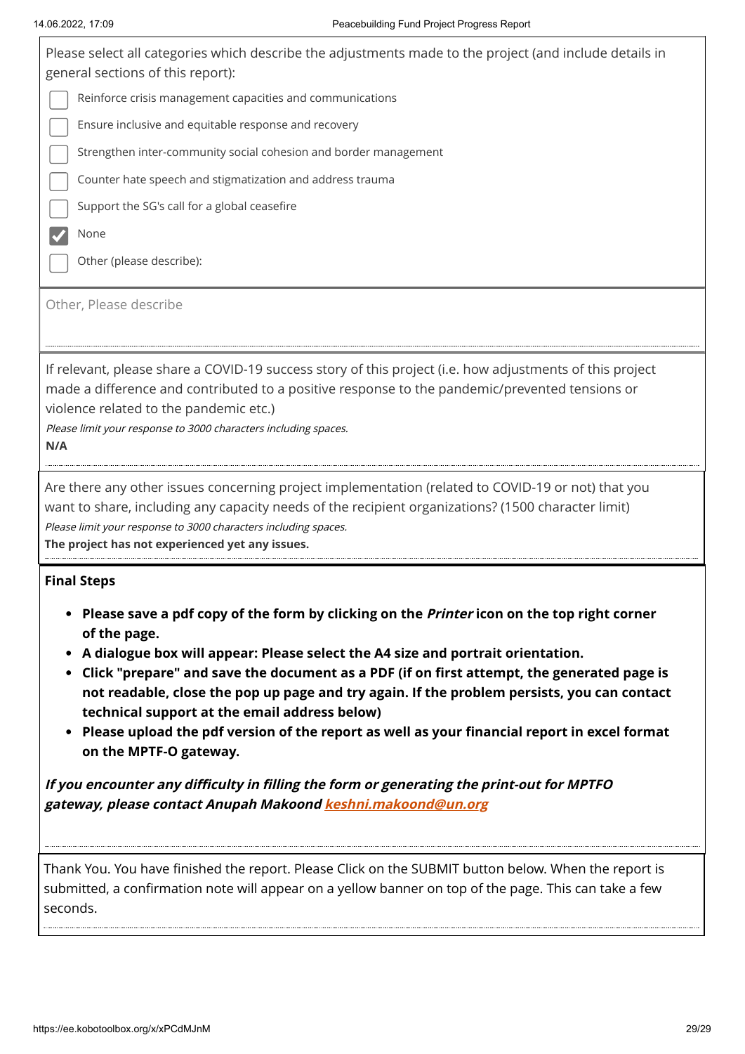Please select all categories which describe the adjustments made to the project (and include details in general sections of this report):

- [ ] Reinforce crisis management capacities and communications
- [ ] Ensure inclusive and equitable response and recovery
- [ ] Strengthen inter-community social cohesion and border management
- [ ] Counter hate speech and stigmatization and address trauma
- [ ] Support the SG's call for a global ceasefire
- [x] None
- [ ] Other (please describe):

Other, Please describe

If relevant, please share a COVID-19 success story of this project (i.e. how adjustments of this project made a difference and contributed to a positive response to the pandemic/prevented tensions or violence related to the pandemic etc.)

*Please limit your response to 3000 characters including spaces.*

**N/A**

Are there any other issues concerning project implementation (related to COVID-19 or not) that you want to share, including any capacity needs of the recipient organizations? (1500 character limit)

*Please limit your response to 3000 characters including spaces.*

**The project has not experienced yet any issues.**

**Final Steps**

- **Please save a pdf copy of the form by clicking on the *Printer* icon on the top right corner of the page.**
- **A dialogue box will appear: Please select the A4 size and portrait orientation.**
- **Click "prepare" and save the document as a PDF (if on first attempt, the generated page is not readable, close the pop up page and try again. If the problem persists, you can contact technical support at the email address below)**
- **Please upload the pdf version of the report as well as your financial report in excel format on the MPTF-O gateway.**

***If you encounter any difficulty in filling the form or generating the print-out for MPTFO gateway, please contact Anupah Makoond keshni.makoond@un.org***

Thank You. You have finished the report. Please Click on the SUBMIT button below. When the report is submitted, a confirmation note will appear on a yellow banner on top of the page. This can take a few seconds.